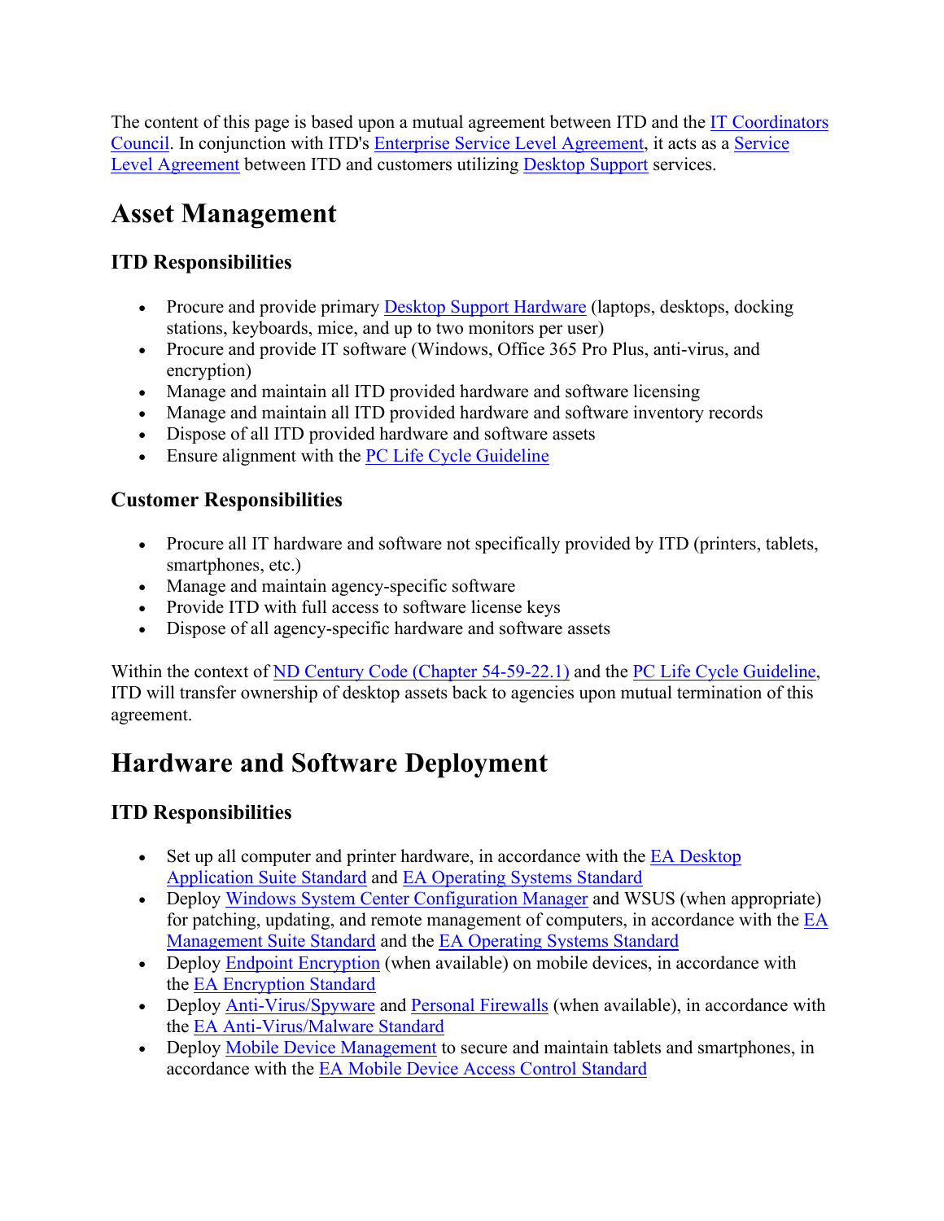The content of this page is based upon a mutual agreement between ITD and the IT Coordinators Council. In conjunction with ITD's Enterprise Service Level Agreement, it acts as a Service Level Agreement between ITD and customers utilizing Desktop Support services.

# Asset Management

## ITD Responsibilities

- Procure and provide primary Desktop Support Hardware (laptops, desktops, docking stations, keyboards, mice, and up to two monitors per user)
- Procure and provide IT software (Windows, Office 365 Pro Plus, anti-virus, and encryption)
- Manage and maintain all ITD provided hardware and software licensing
- Manage and maintain all ITD provided hardware and software inventory records
- Dispose of all ITD provided hardware and software assets
- Ensure alignment with the PC Life Cycle Guideline

## Customer Responsibilities

- Procure all IT hardware and software not specifically provided by ITD (printers, tablets, smartphones, etc.)
- Manage and maintain agency-specific software
- Provide ITD with full access to software license keys
- Dispose of all agency-specific hardware and software assets

Within the context of ND Century Code (Chapter 54-59-22.1) and the PC Life Cycle Guideline, ITD will transfer ownership of desktop assets back to agencies upon mutual termination of this agreement.

# Hardware and Software Deployment

## ITD Responsibilities

- Set up all computer and printer hardware, in accordance with the EA Desktop Application Suite Standard and EA Operating Systems Standard
- Deploy Windows System Center Configuration Manager and WSUS (when appropriate) for patching, updating, and remote management of computers, in accordance with the EA Management Suite Standard and the EA Operating Systems Standard
- Deploy Endpoint Encryption (when available) on mobile devices, in accordance with the EA Encryption Standard
- Deploy Anti-Virus/Spyware and Personal Firewalls (when available), in accordance with the EA Anti-Virus/Malware Standard
- Deploy Mobile Device Management to secure and maintain tablets and smartphones, in accordance with the EA Mobile Device Access Control Standard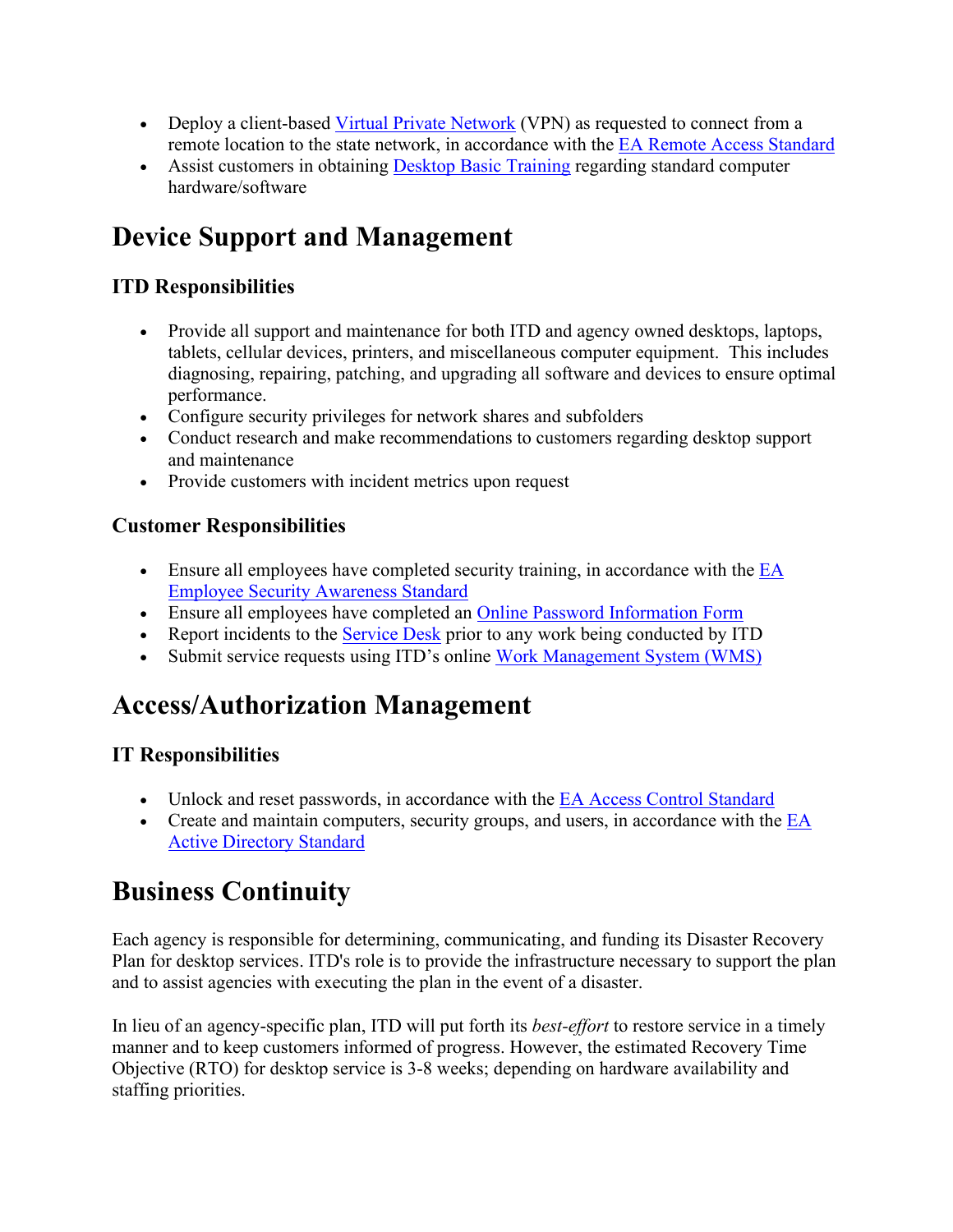- Deploy a client-based Virtual Private Network (VPN) as requested to connect from a remote location to the state network, in accordance with the EA Remote Access Standard
- Assist customers in obtaining Desktop Basic Training regarding standard computer hardware/software

# Device Support and Management

### ITD Responsibilities

- Provide all support and maintenance for both ITD and agency owned desktops, laptops, tablets, cellular devices, printers, and miscellaneous computer equipment. This includes diagnosing, repairing, patching, and upgrading all software and devices to ensure optimal performance.
- Configure security privileges for network shares and subfolders
- Conduct research and make recommendations to customers regarding desktop support and maintenance
- Provide customers with incident metrics upon request

### Customer Responsibilities

- Ensure all employees have completed security training, in accordance with the EA Employee Security Awareness Standard
- Ensure all employees have completed an Online Password Information Form
- Report incidents to the Service Desk prior to any work being conducted by ITD
- Submit service requests using ITD's online Work Management System (WMS)

# Access/Authorization Management

### IT Responsibilities

- Unlock and reset passwords, in accordance with the EA Access Control Standard
- Create and maintain computers, security groups, and users, in accordance with the EA Active Directory Standard

# Business Continuity

Each agency is responsible for determining, communicating, and funding its Disaster Recovery Plan for desktop services. ITD's role is to provide the infrastructure necessary to support the plan and to assist agencies with executing the plan in the event of a disaster.

In lieu of an agency-specific plan, ITD will put forth its *best-effort* to restore service in a timely manner and to keep customers informed of progress. However, the estimated Recovery Time Objective (RTO) for desktop service is 3-8 weeks; depending on hardware availability and staffing priorities.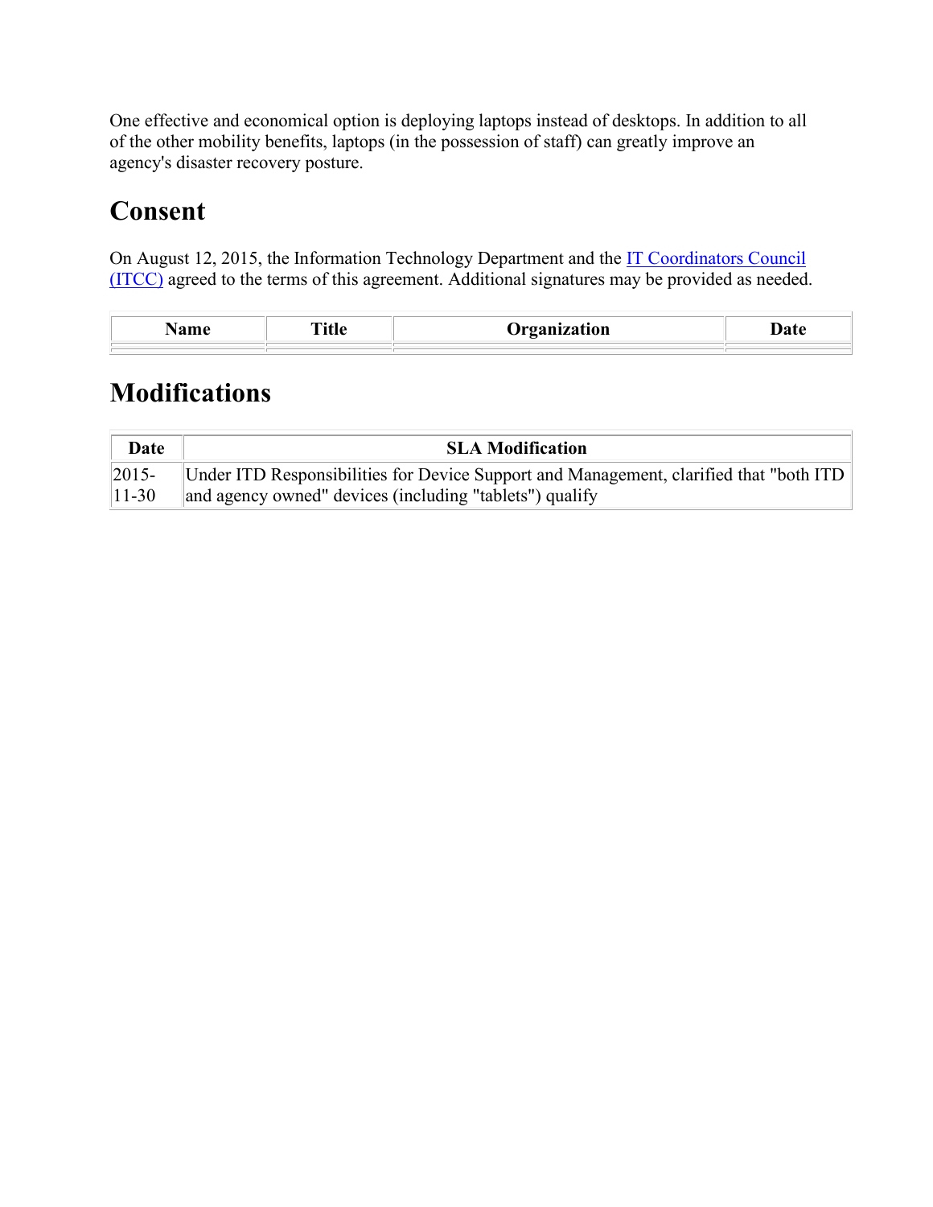One effective and economical option is deploying laptops instead of desktops. In addition to all of the other mobility benefits, laptops (in the possession of staff) can greatly improve an agency's disaster recovery posture.

## Consent

On August 12, 2015, the Information Technology Department and the [IT Coordinators Council (ITCC)]() agreed to the terms of this agreement. Additional signatures may be provided as needed.

| Name | Title | Organization | Date |
| --- | --- | --- | --- |
| | | | |

## Modifications

| Date | SLA Modification |
| --- | --- |
| 2015-11-30 | Under ITD Responsibilities for Device Support and Management, clarified that "both ITD and agency owned" devices (including "tablets") qualify |